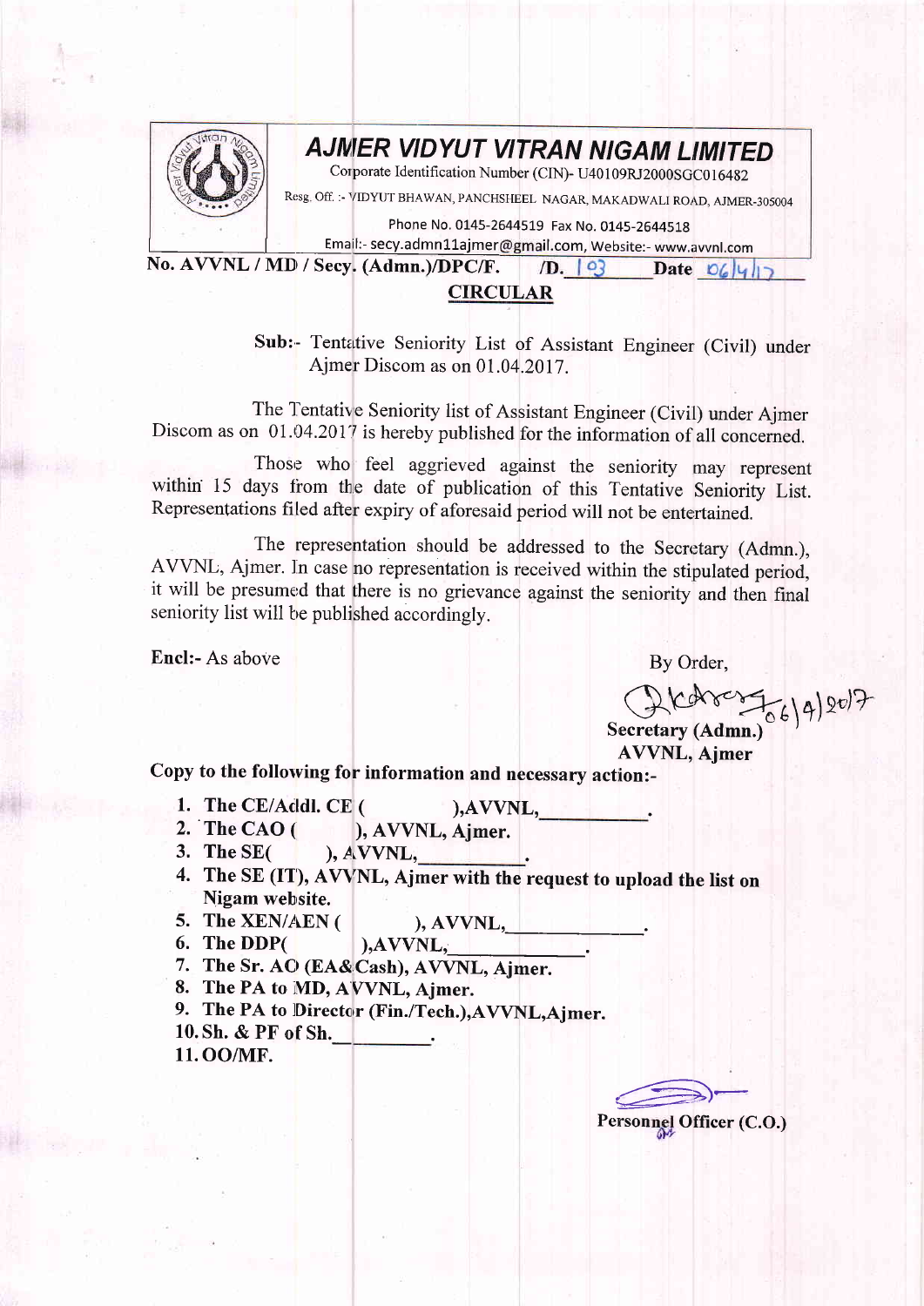# AJMER VIDYUT VITRAN NIGAM LIMITED

Corporate Identification Number (CIN)- U40109RJ2000SGC016482

Resg. Off. :- VIDYUT BHAWAN, PANCHSHEEL NAGAR, MAKADWALI ROAD, AJMER-305004

Phone No. 0145-2644519 Fax No. 0145-2644518

Email:- secy.admn11ajmer@gmail.com, Website:- www.avvnl.com

**No. AVVNL / MD / Secy. (Admn.)/DPC/F. /D. 103 Date 06/4/17**

**CIRCULAR**

**Sub:-** Tentative Seniority List of Assistant Engineer (Civil) under Ajmer Discom as on 01.04.2017.

The Tentative Seniority list of Assistant Engineer (Civil) under Ajmer Discom as on 01.04.2017 is hereby published for the information of all concerned.

Those who feel aggrieved against the seniority may represent within 15 days from the date of publication of this Tentative Seniority List. Representations filed after expiry of aforesaid period will not be entertained.

The representation should be addressed to the Secretary (Admn.), AVVNL, Ajmer. In case no representation is received within the stipulated period, it will be presumed that there is no grievance against the seniority and then final seniority list will be published accordingly.

**Encl:-** As above

By Order,

06/4/2017

**Secretary (Admn.)**
**AVVNL, Ajmer**

**Copy to the following for information and necessary action:-**

1. **The CE/Addl. CE ( ),AVVNL,\_\_\_\_\_\_\_\_.**
2. **The CAO ( ), AVVNL, Ajmer.**
3. **The SE( ), AVVNL,\_\_\_\_\_\_\_\_.**
4. **The SE (IT), AVVNL, Ajmer with the request to upload the list on Nigam website.**
5. **The XEN/AEN ( ), AVVNL,\_\_\_\_\_\_\_\_.**
6. **The DDP( ),AVVNL,\_\_\_\_\_\_\_\_.**
7. **The Sr. AO (EA&Cash), AVVNL, Ajmer.**
8. **The PA to MD, AVVNL, Ajmer.**
9. **The PA to Director (Fin./Tech.),AVVNL,Ajmer.**
10. **Sh. & PF of Sh.\_\_\_\_\_\_\_\_.**
11. **OO/MF.**

**Personnel Officer (C.O.)**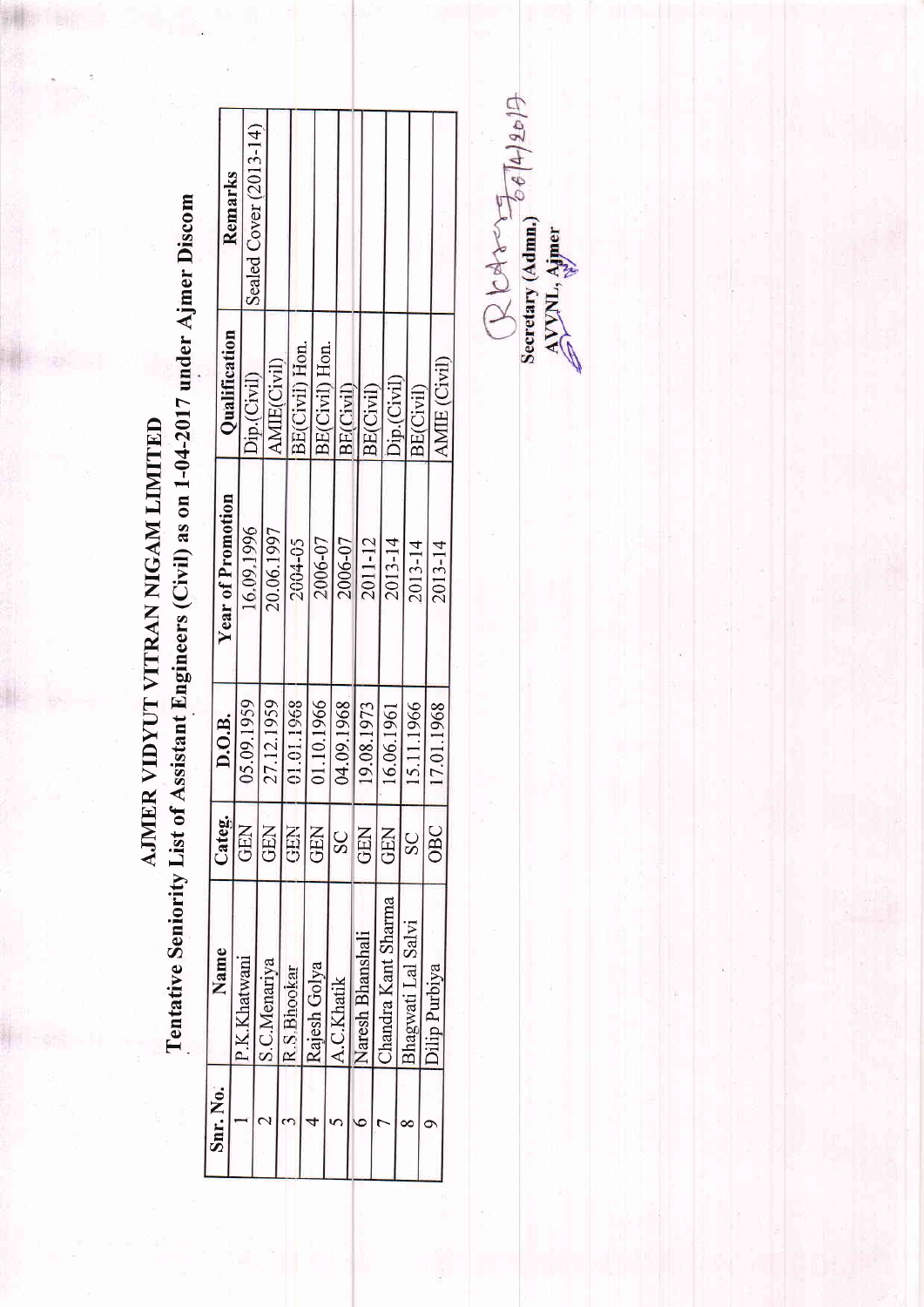# AJMER VIDYUT VITRAN NIGAM LIMITED

## Tentative Seniority List of Assistant Engineers (Civil) as on 1-04-2017 under Ajmer Discom

| Snr. No. | Name | Categ. | D.O.B. | Year of Promotion | Qualification | Remarks |
|---|---|---|---|---|---|---|
| 1 | P.K.Khatwani | GEN | 05.09.1959 | 16.09.1996 | Dip.(Civil) | Sealed Cover (2013-14) |
| 2 | S.C.Menariya | GEN | 27.12.1959 | 20.06.1997 | AMIE(Civil) | |
| 3 | R.S.Bhookar | GEN | 01.01.1968 | 2004-05 | BE(Civil) Hon. | |
| 4 | Rajesh Golya | GEN | 01.10.1966 | 2006-07 | BE(Civil) Hon. | |
| 5 | A.C.Khatik | SC | 04.09.1968 | 2006-07 | BE(Civil) | |
| 6 | Naresh Bhanshali | GEN | 19.08.1973 | 2011-12 | BE(Civil) | |
| 7 | Chandra Kant Sharma | GEN | 16.06.1961 | 2013-14 | Dip.(Civil) | |
| 8 | Bhagwati Lal Salvi | SC | 15.11.1966 | 2013-14 | BE(Civil) | |
| 9 | Dilip Purbiya | OBC | 17.01.1968 | 2013-14 | AMIE (Civil) | |

06/4/2017

**Secretary (Admn.)**
**AVVNL, Ajmer**